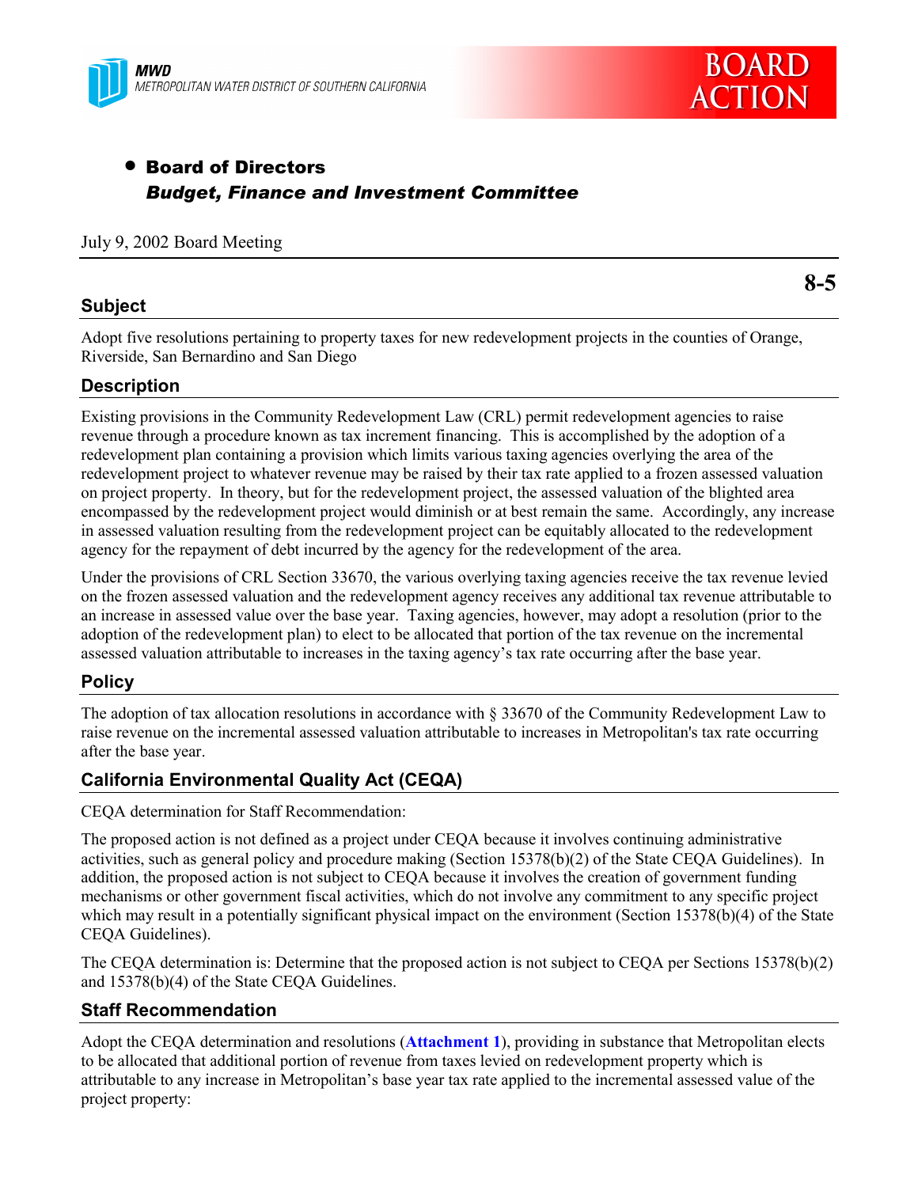MWD
METROPOLITAN WATER DISTRICT OF SOUTHERN CALIFORNIA

BOARD ACTION

- **Board of Directors**
  ***Budget, Finance and Investment Committee***

July 9, 2002 Board Meeting

**8-5**

## Subject

Adopt five resolutions pertaining to property taxes for new redevelopment projects in the counties of Orange, Riverside, San Bernardino and San Diego

## Description

Existing provisions in the Community Redevelopment Law (CRL) permit redevelopment agencies to raise revenue through a procedure known as tax increment financing. This is accomplished by the adoption of a redevelopment plan containing a provision which limits various taxing agencies overlying the area of the redevelopment project to whatever revenue may be raised by their tax rate applied to a frozen assessed valuation on project property. In theory, but for the redevelopment project, the assessed valuation of the blighted area encompassed by the redevelopment project would diminish or at best remain the same. Accordingly, any increase in assessed valuation resulting from the redevelopment project can be equitably allocated to the redevelopment agency for the repayment of debt incurred by the agency for the redevelopment of the area.

Under the provisions of CRL Section 33670, the various overlying taxing agencies receive the tax revenue levied on the frozen assessed valuation and the redevelopment agency receives any additional tax revenue attributable to an increase in assessed value over the base year. Taxing agencies, however, may adopt a resolution (prior to the adoption of the redevelopment plan) to elect to be allocated that portion of the tax revenue on the incremental assessed valuation attributable to increases in the taxing agency's tax rate occurring after the base year.

## Policy

The adoption of tax allocation resolutions in accordance with § 33670 of the Community Redevelopment Law to raise revenue on the incremental assessed valuation attributable to increases in Metropolitan's tax rate occurring after the base year.

## California Environmental Quality Act (CEQA)

CEQA determination for Staff Recommendation:

The proposed action is not defined as a project under CEQA because it involves continuing administrative activities, such as general policy and procedure making (Section 15378(b)(2) of the State CEQA Guidelines). In addition, the proposed action is not subject to CEQA because it involves the creation of government funding mechanisms or other government fiscal activities, which do not involve any commitment to any specific project which may result in a potentially significant physical impact on the environment (Section 15378(b)(4) of the State CEQA Guidelines).

The CEQA determination is: Determine that the proposed action is not subject to CEQA per Sections 15378(b)(2) and 15378(b)(4) of the State CEQA Guidelines.

## Staff Recommendation

Adopt the CEQA determination and resolutions (**Attachment 1**), providing in substance that Metropolitan elects to be allocated that additional portion of revenue from taxes levied on redevelopment property which is attributable to any increase in Metropolitan's base year tax rate applied to the incremental assessed value of the project property: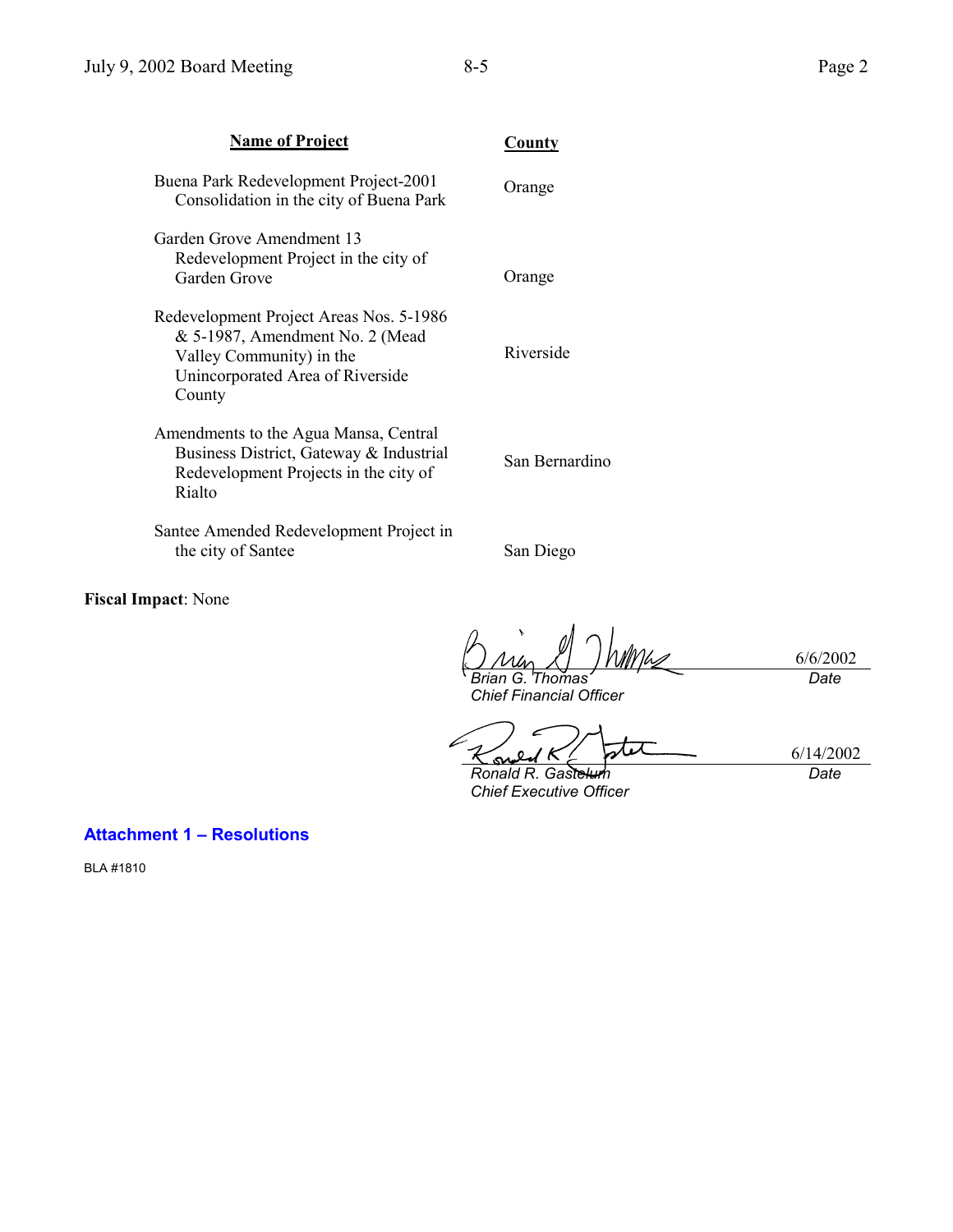| Name of Project | County |
| --- | --- |
| Buena Park Redevelopment Project-2001 Consolidation in the city of Buena Park | Orange |
| Garden Grove Amendment 13 Redevelopment Project in the city of Garden Grove | Orange |
| Redevelopment Project Areas Nos. 5-1986 & 5-1987, Amendment No. 2 (Mead Valley Community) in the Unincorporated Area of Riverside County | Riverside |
| Amendments to the Agua Mansa, Central Business District, Gateway & Industrial Redevelopment Projects in the city of Rialto | San Bernardino |
| Santee Amended Redevelopment Project in the city of Santee | San Diego |

**Fiscal Impact**: None

*Brian G. Thomas* — 6/6/2002
*Chief Financial Officer* — *Date*

*Ronald R. Gastelum* — 6/14/2002
*Chief Executive Officer* — *Date*

**Attachment 1 – Resolutions**

BLA #1810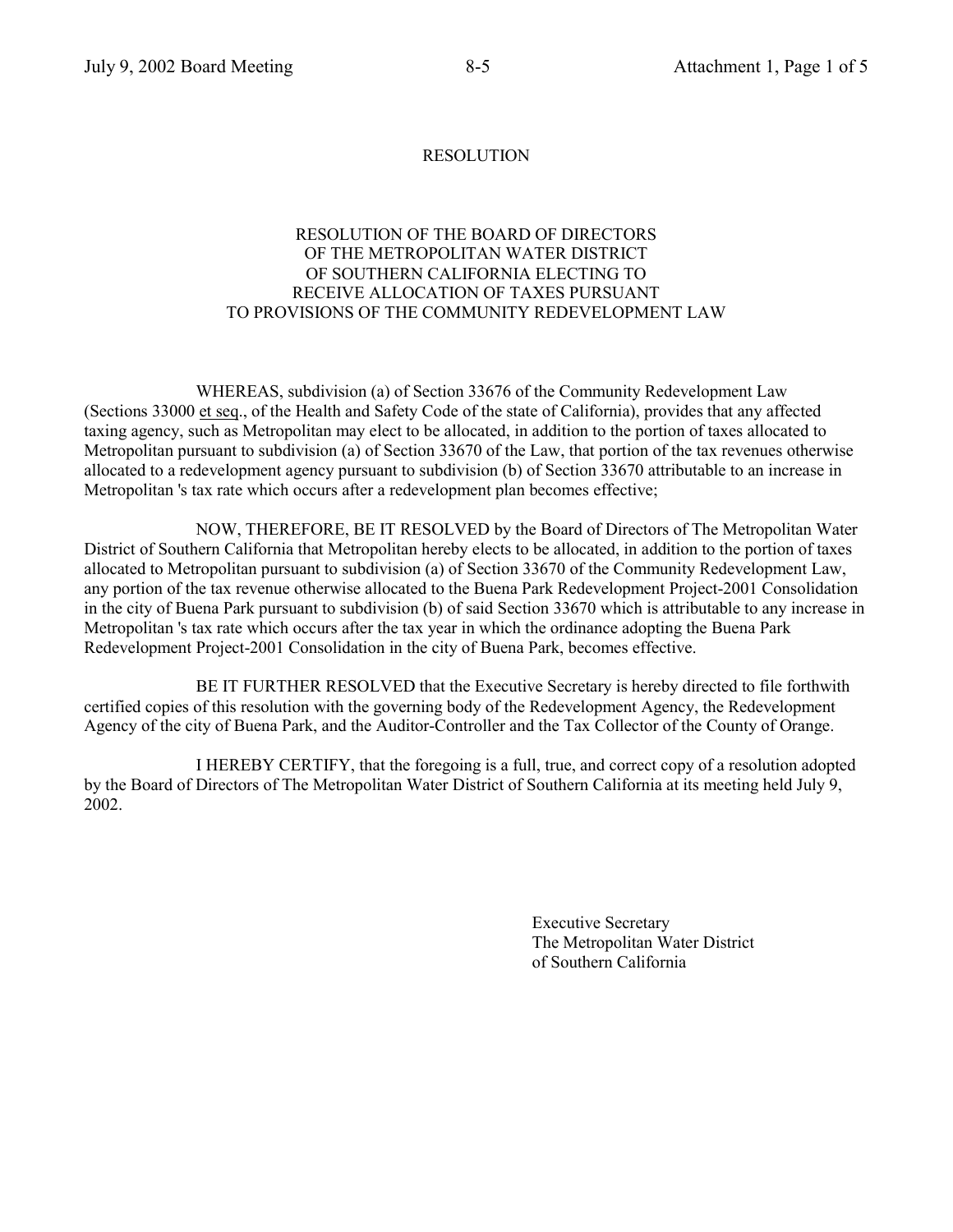# RESOLUTION

## RESOLUTION OF THE BOARD OF DIRECTORS OF THE METROPOLITAN WATER DISTRICT OF SOUTHERN CALIFORNIA ELECTING TO RECEIVE ALLOCATION OF TAXES PURSUANT TO PROVISIONS OF THE COMMUNITY REDEVELOPMENT LAW

WHEREAS, subdivision (a) of Section 33676 of the Community Redevelopment Law (Sections 33000 et seq., of the Health and Safety Code of the state of California), provides that any affected taxing agency, such as Metropolitan may elect to be allocated, in addition to the portion of taxes allocated to Metropolitan pursuant to subdivision (a) of Section 33670 of the Law, that portion of the tax revenues otherwise allocated to a redevelopment agency pursuant to subdivision (b) of Section 33670 attributable to an increase in Metropolitan 's tax rate which occurs after a redevelopment plan becomes effective;

NOW, THEREFORE, BE IT RESOLVED by the Board of Directors of The Metropolitan Water District of Southern California that Metropolitan hereby elects to be allocated, in addition to the portion of taxes allocated to Metropolitan pursuant to subdivision (a) of Section 33670 of the Community Redevelopment Law, any portion of the tax revenue otherwise allocated to the Buena Park Redevelopment Project-2001 Consolidation in the city of Buena Park pursuant to subdivision (b) of said Section 33670 which is attributable to any increase in Metropolitan 's tax rate which occurs after the tax year in which the ordinance adopting the Buena Park Redevelopment Project-2001 Consolidation in the city of Buena Park, becomes effective.

BE IT FURTHER RESOLVED that the Executive Secretary is hereby directed to file forthwith certified copies of this resolution with the governing body of the Redevelopment Agency, the Redevelopment Agency of the city of Buena Park, and the Auditor-Controller and the Tax Collector of the County of Orange.

I HEREBY CERTIFY, that the foregoing is a full, true, and correct copy of a resolution adopted by the Board of Directors of The Metropolitan Water District of Southern California at its meeting held July 9, 2002.

Executive Secretary
The Metropolitan Water District
of Southern California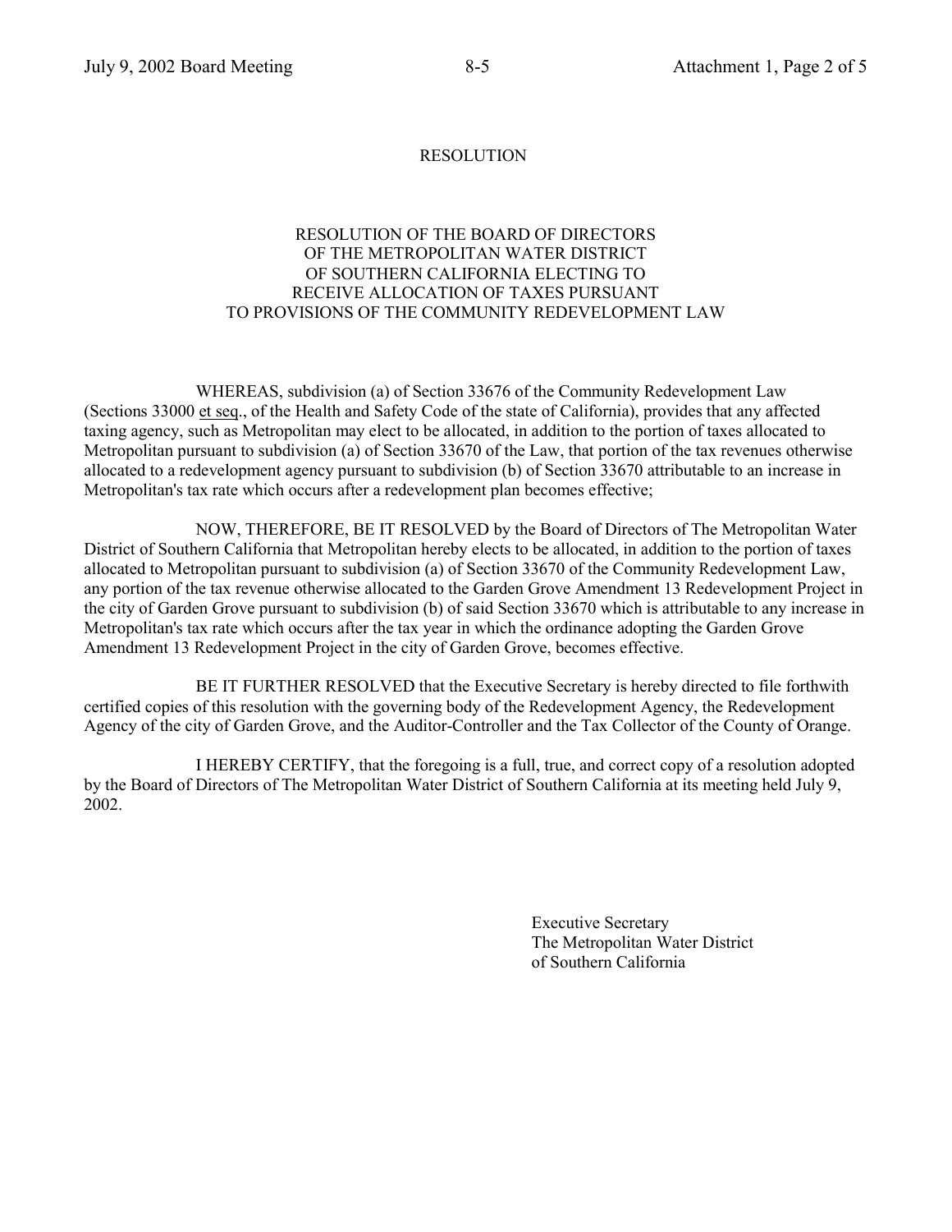# RESOLUTION

## RESOLUTION OF THE BOARD OF DIRECTORS OF THE METROPOLITAN WATER DISTRICT OF SOUTHERN CALIFORNIA ELECTING TO RECEIVE ALLOCATION OF TAXES PURSUANT TO PROVISIONS OF THE COMMUNITY REDEVELOPMENT LAW

WHEREAS, subdivision (a) of Section 33676 of the Community Redevelopment Law (Sections 33000 et seq., of the Health and Safety Code of the state of California), provides that any affected taxing agency, such as Metropolitan may elect to be allocated, in addition to the portion of taxes allocated to Metropolitan pursuant to subdivision (a) of Section 33670 of the Law, that portion of the tax revenues otherwise allocated to a redevelopment agency pursuant to subdivision (b) of Section 33670 attributable to an increase in Metropolitan's tax rate which occurs after a redevelopment plan becomes effective;

NOW, THEREFORE, BE IT RESOLVED by the Board of Directors of The Metropolitan Water District of Southern California that Metropolitan hereby elects to be allocated, in addition to the portion of taxes allocated to Metropolitan pursuant to subdivision (a) of Section 33670 of the Community Redevelopment Law, any portion of the tax revenue otherwise allocated to the Garden Grove Amendment 13 Redevelopment Project in the city of Garden Grove pursuant to subdivision (b) of said Section 33670 which is attributable to any increase in Metropolitan's tax rate which occurs after the tax year in which the ordinance adopting the Garden Grove Amendment 13 Redevelopment Project in the city of Garden Grove, becomes effective.

BE IT FURTHER RESOLVED that the Executive Secretary is hereby directed to file forthwith certified copies of this resolution with the governing body of the Redevelopment Agency, the Redevelopment Agency of the city of Garden Grove, and the Auditor-Controller and the Tax Collector of the County of Orange.

I HEREBY CERTIFY, that the foregoing is a full, true, and correct copy of a resolution adopted by the Board of Directors of The Metropolitan Water District of Southern California at its meeting held July 9, 2002.

Executive Secretary
The Metropolitan Water District
of Southern California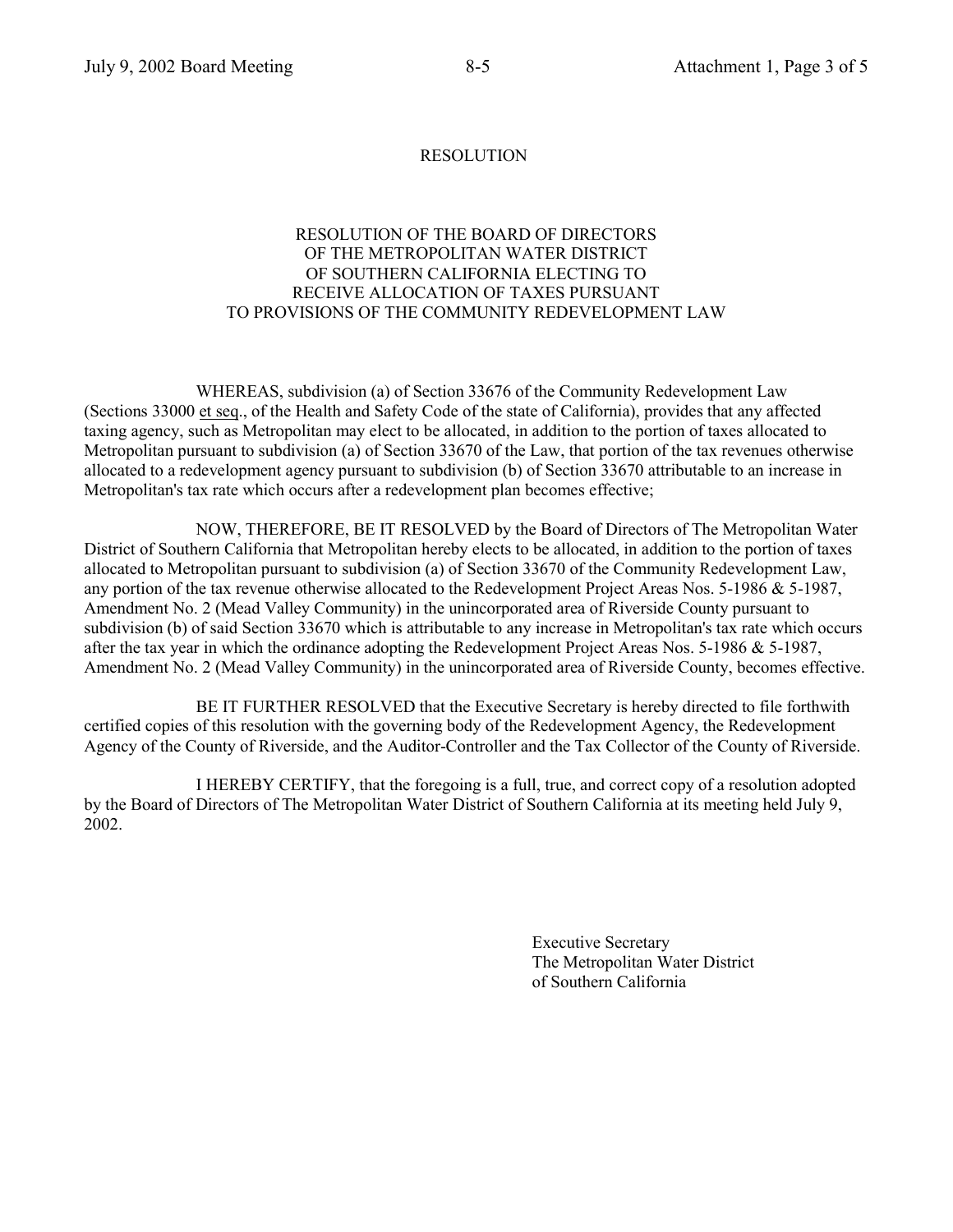# RESOLUTION

## RESOLUTION OF THE BOARD OF DIRECTORS OF THE METROPOLITAN WATER DISTRICT OF SOUTHERN CALIFORNIA ELECTING TO RECEIVE ALLOCATION OF TAXES PURSUANT TO PROVISIONS OF THE COMMUNITY REDEVELOPMENT LAW

WHEREAS, subdivision (a) of Section 33676 of the Community Redevelopment Law (Sections 33000 et seq., of the Health and Safety Code of the state of California), provides that any affected taxing agency, such as Metropolitan may elect to be allocated, in addition to the portion of taxes allocated to Metropolitan pursuant to subdivision (a) of Section 33670 of the Law, that portion of the tax revenues otherwise allocated to a redevelopment agency pursuant to subdivision (b) of Section 33670 attributable to an increase in Metropolitan's tax rate which occurs after a redevelopment plan becomes effective;

NOW, THEREFORE, BE IT RESOLVED by the Board of Directors of The Metropolitan Water District of Southern California that Metropolitan hereby elects to be allocated, in addition to the portion of taxes allocated to Metropolitan pursuant to subdivision (a) of Section 33670 of the Community Redevelopment Law, any portion of the tax revenue otherwise allocated to the Redevelopment Project Areas Nos. 5-1986 & 5-1987, Amendment No. 2 (Mead Valley Community) in the unincorporated area of Riverside County pursuant to subdivision (b) of said Section 33670 which is attributable to any increase in Metropolitan's tax rate which occurs after the tax year in which the ordinance adopting the Redevelopment Project Areas Nos. 5-1986 & 5-1987, Amendment No. 2 (Mead Valley Community) in the unincorporated area of Riverside County, becomes effective.

BE IT FURTHER RESOLVED that the Executive Secretary is hereby directed to file forthwith certified copies of this resolution with the governing body of the Redevelopment Agency, the Redevelopment Agency of the County of Riverside, and the Auditor-Controller and the Tax Collector of the County of Riverside.

I HEREBY CERTIFY, that the foregoing is a full, true, and correct copy of a resolution adopted by the Board of Directors of The Metropolitan Water District of Southern California at its meeting held July 9, 2002.

Executive Secretary
The Metropolitan Water District
of Southern California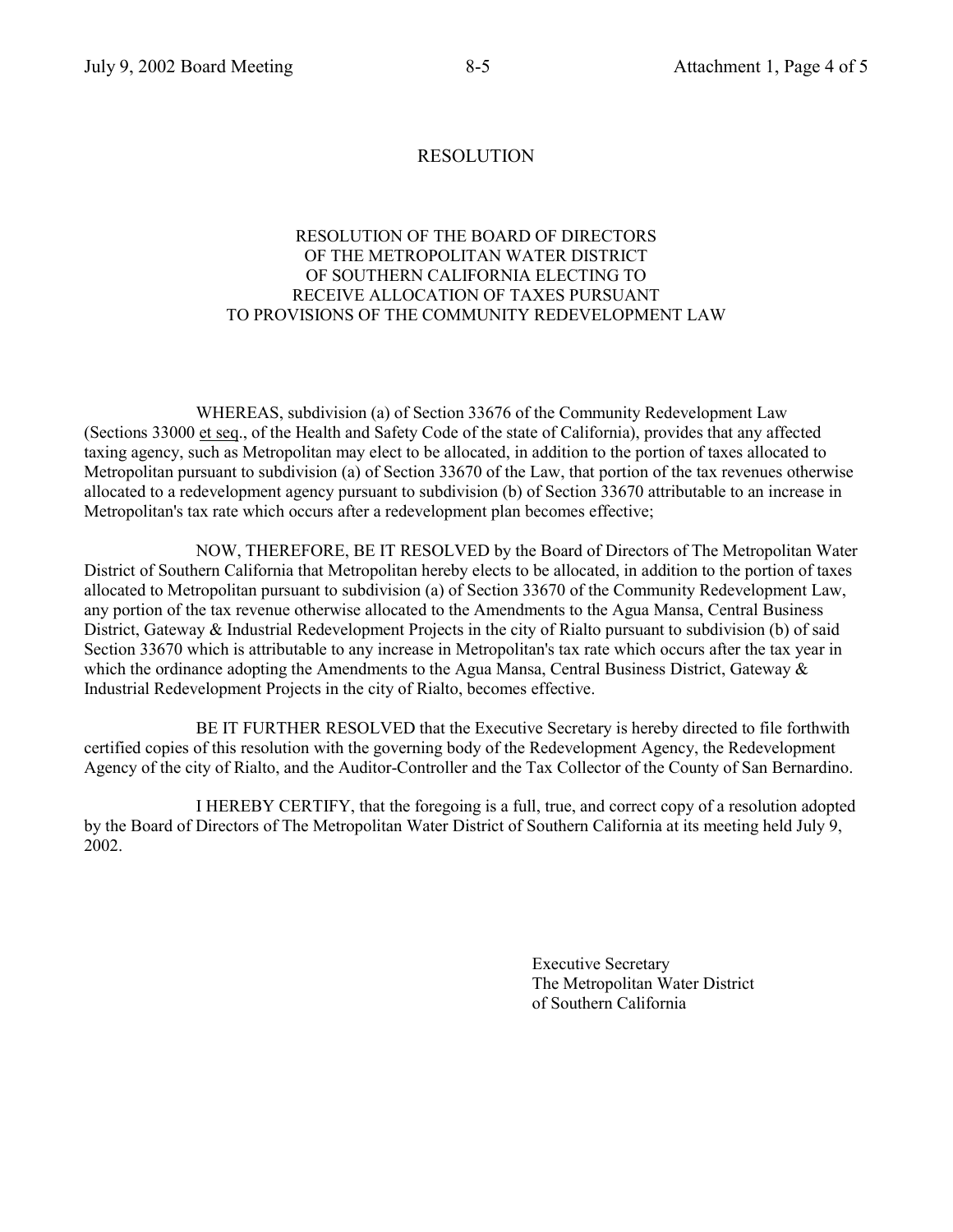# RESOLUTION

## RESOLUTION OF THE BOARD OF DIRECTORS OF THE METROPOLITAN WATER DISTRICT OF SOUTHERN CALIFORNIA ELECTING TO RECEIVE ALLOCATION OF TAXES PURSUANT TO PROVISIONS OF THE COMMUNITY REDEVELOPMENT LAW

WHEREAS, subdivision (a) of Section 33676 of the Community Redevelopment Law (Sections 33000 et seq., of the Health and Safety Code of the state of California), provides that any affected taxing agency, such as Metropolitan may elect to be allocated, in addition to the portion of taxes allocated to Metropolitan pursuant to subdivision (a) of Section 33670 of the Law, that portion of the tax revenues otherwise allocated to a redevelopment agency pursuant to subdivision (b) of Section 33670 attributable to an increase in Metropolitan's tax rate which occurs after a redevelopment plan becomes effective;

NOW, THEREFORE, BE IT RESOLVED by the Board of Directors of The Metropolitan Water District of Southern California that Metropolitan hereby elects to be allocated, in addition to the portion of taxes allocated to Metropolitan pursuant to subdivision (a) of Section 33670 of the Community Redevelopment Law, any portion of the tax revenue otherwise allocated to the Amendments to the Agua Mansa, Central Business District, Gateway & Industrial Redevelopment Projects in the city of Rialto pursuant to subdivision (b) of said Section 33670 which is attributable to any increase in Metropolitan's tax rate which occurs after the tax year in which the ordinance adopting the Amendments to the Agua Mansa, Central Business District, Gateway & Industrial Redevelopment Projects in the city of Rialto, becomes effective.

BE IT FURTHER RESOLVED that the Executive Secretary is hereby directed to file forthwith certified copies of this resolution with the governing body of the Redevelopment Agency, the Redevelopment Agency of the city of Rialto, and the Auditor-Controller and the Tax Collector of the County of San Bernardino.

I HEREBY CERTIFY, that the foregoing is a full, true, and correct copy of a resolution adopted by the Board of Directors of The Metropolitan Water District of Southern California at its meeting held July 9, 2002.

Executive Secretary
The Metropolitan Water District
of Southern California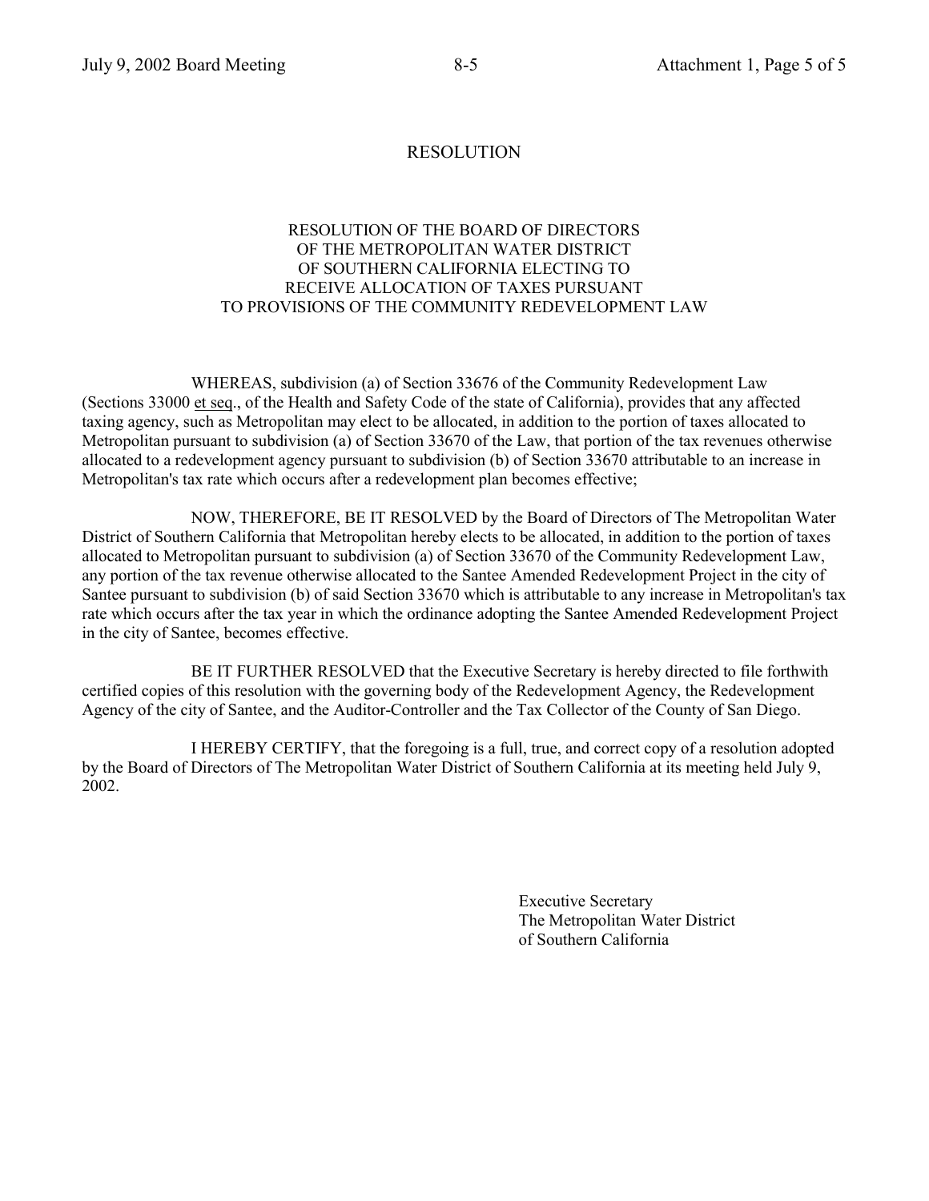# RESOLUTION

## RESOLUTION OF THE BOARD OF DIRECTORS OF THE METROPOLITAN WATER DISTRICT OF SOUTHERN CALIFORNIA ELECTING TO RECEIVE ALLOCATION OF TAXES PURSUANT TO PROVISIONS OF THE COMMUNITY REDEVELOPMENT LAW

WHEREAS, subdivision (a) of Section 33676 of the Community Redevelopment Law (Sections 33000 et seq., of the Health and Safety Code of the state of California), provides that any affected taxing agency, such as Metropolitan may elect to be allocated, in addition to the portion of taxes allocated to Metropolitan pursuant to subdivision (a) of Section 33670 of the Law, that portion of the tax revenues otherwise allocated to a redevelopment agency pursuant to subdivision (b) of Section 33670 attributable to an increase in Metropolitan's tax rate which occurs after a redevelopment plan becomes effective;

NOW, THEREFORE, BE IT RESOLVED by the Board of Directors of The Metropolitan Water District of Southern California that Metropolitan hereby elects to be allocated, in addition to the portion of taxes allocated to Metropolitan pursuant to subdivision (a) of Section 33670 of the Community Redevelopment Law, any portion of the tax revenue otherwise allocated to the Santee Amended Redevelopment Project in the city of Santee pursuant to subdivision (b) of said Section 33670 which is attributable to any increase in Metropolitan's tax rate which occurs after the tax year in which the ordinance adopting the Santee Amended Redevelopment Project in the city of Santee, becomes effective.

BE IT FURTHER RESOLVED that the Executive Secretary is hereby directed to file forthwith certified copies of this resolution with the governing body of the Redevelopment Agency, the Redevelopment Agency of the city of Santee, and the Auditor-Controller and the Tax Collector of the County of San Diego.

I HEREBY CERTIFY, that the foregoing is a full, true, and correct copy of a resolution adopted by the Board of Directors of The Metropolitan Water District of Southern California at its meeting held July 9, 2002.

Executive Secretary
The Metropolitan Water District
of Southern California